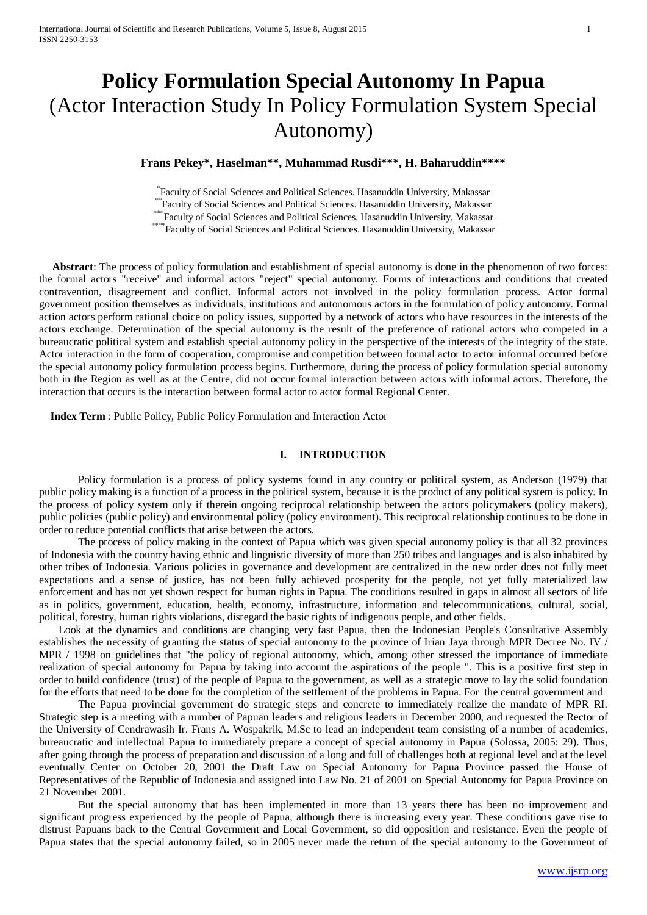# Policy Formulation Special Autonomy In Papua

## (Actor Interaction Study In Policy Formulation System Special Autonomy)

**Frans Pekey*, Haselman**, Muhammad Rusdi***, H. Baharuddin******

*Faculty of Social Sciences and Political Sciences. Hasanuddin University, Makassar
**Faculty of Social Sciences and Political Sciences. Hasanuddin University, Makassar
***Faculty of Social Sciences and Political Sciences. Hasanuddin University, Makassar
****Faculty of Social Sciences and Political Sciences. Hasanuddin University, Makassar

**Abstract**: The process of policy formulation and establishment of special autonomy is done in the phenomenon of two forces: the formal actors "receive" and informal actors "reject" special autonomy. Forms of interactions and conditions that created contravention, disagreement and conflict. Informal actors not involved in the policy formulation process. Actor formal government position themselves as individuals, institutions and autonomous actors in the formulation of policy autonomy. Formal action actors perform rational choice on policy issues, supported by a network of actors who have resources in the interests of the actors exchange. Determination of the special autonomy is the result of the preference of rational actors who competed in a bureaucratic political system and establish special autonomy policy in the perspective of the interests of the integrity of the state. Actor interaction in the form of cooperation, compromise and competition between formal actor to actor informal occurred before the special autonomy policy formulation process begins. Furthermore, during the process of policy formulation special autonomy both in the Region as well as at the Centre, did not occur formal interaction between actors with informal actors. Therefore, the interaction that occurs is the interaction between formal actor to actor formal Regional Center.

**Index Term** : Public Policy, Public Policy Formulation and Interaction Actor

## I. INTRODUCTION

Policy formulation is a process of policy systems found in any country or political system, as Anderson (1979) that public policy making is a function of a process in the political system, because it is the product of any political system is policy. In the process of policy system only if therein ongoing reciprocal relationship between the actors policymakers (policy makers), public policies (public policy) and environmental policy (policy environment). This reciprocal relationship continues to be done in order to reduce potential conflicts that arise between the actors.

The process of policy making in the context of Papua which was given special autonomy policy is that all 32 provinces of Indonesia with the country having ethnic and linguistic diversity of more than 250 tribes and languages and is also inhabited by other tribes of Indonesia. Various policies in governance and development are centralized in the new order does not fully meet expectations and a sense of justice, has not been fully achieved prosperity for the people, not yet fully materialized law enforcement and has not yet shown respect for human rights in Papua. The conditions resulted in gaps in almost all sectors of life as in politics, government, education, health, economy, infrastructure, information and telecommunications, cultural, social, political, forestry, human rights violations, disregard the basic rights of indigenous people, and other fields.

Look at the dynamics and conditions are changing very fast Papua, then the Indonesian People's Consultative Assembly establishes the necessity of granting the status of special autonomy to the province of Irian Jaya through MPR Decree No. IV / MPR / 1998 on guidelines that "the policy of regional autonomy, which, among other stressed the importance of immediate realization of special autonomy for Papua by taking into account the aspirations of the people ". This is a positive first step in order to build confidence (trust) of the people of Papua to the government, as well as a strategic move to lay the solid foundation for the efforts that need to be done for the completion of the settlement of the problems in Papua. For the central government and

The Papua provincial government do strategic steps and concrete to immediately realize the mandate of MPR RI. Strategic step is a meeting with a number of Papuan leaders and religious leaders in December 2000, and requested the Rector of the University of Cendrawasih Ir. Frans A. Wospakrik, M.Sc to lead an independent team consisting of a number of academics, bureaucratic and intellectual Papua to immediately prepare a concept of special autonomy in Papua (Solossa, 2005: 29). Thus, after going through the process of preparation and discussion of a long and full of challenges both at regional level and at the level eventually Center on October 20, 2001 the Draft Law on Special Autonomy for Papua Province passed the House of Representatives of the Republic of Indonesia and assigned into Law No. 21 of 2001 on Special Autonomy for Papua Province on 21 November 2001.

But the special autonomy that has been implemented in more than 13 years there has been no improvement and significant progress experienced by the people of Papua, although there is increasing every year. These conditions gave rise to distrust Papuans back to the Central Government and Local Government, so did opposition and resistance. Even the people of Papua states that the special autonomy failed, so in 2005 never made the return of the special autonomy to the Government of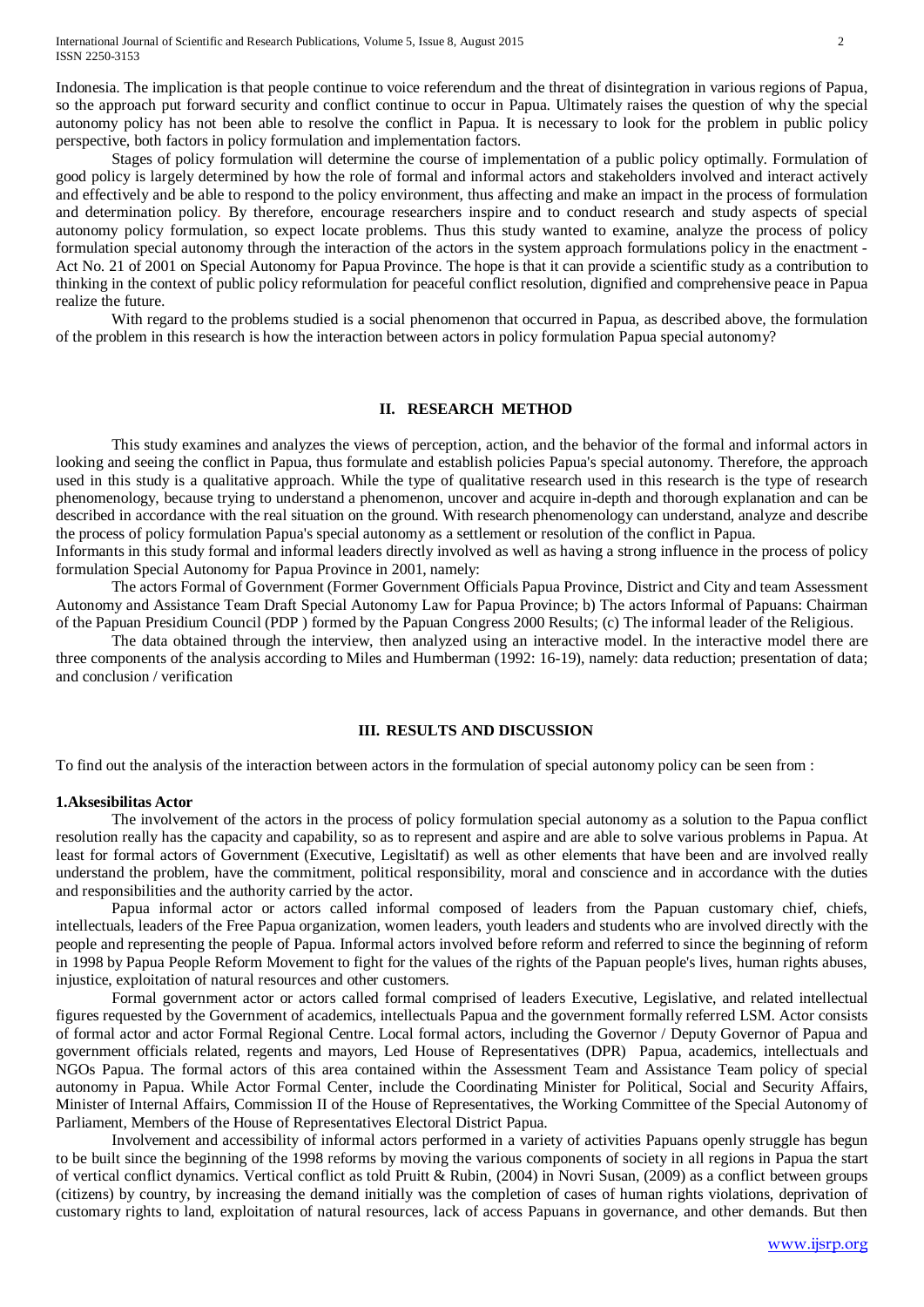Indonesia. The implication is that people continue to voice referendum and the threat of disintegration in various regions of Papua, so the approach put forward security and conflict continue to occur in Papua. Ultimately raises the question of why the special autonomy policy has not been able to resolve the conflict in Papua. It is necessary to look for the problem in public policy perspective, both factors in policy formulation and implementation factors.

Stages of policy formulation will determine the course of implementation of a public policy optimally. Formulation of good policy is largely determined by how the role of formal and informal actors and stakeholders involved and interact actively and effectively and be able to respond to the policy environment, thus affecting and make an impact in the process of formulation and determination policy. By therefore, encourage researchers inspire and to conduct research and study aspects of special autonomy policy formulation, so expect locate problems. Thus this study wanted to examine, analyze the process of policy formulation special autonomy through the interaction of the actors in the system approach formulations policy in the enactment - Act No. 21 of 2001 on Special Autonomy for Papua Province. The hope is that it can provide a scientific study as a contribution to thinking in the context of public policy reformulation for peaceful conflict resolution, dignified and comprehensive peace in Papua realize the future.

With regard to the problems studied is a social phenomenon that occurred in Papua, as described above, the formulation of the problem in this research is how the interaction between actors in policy formulation Papua special autonomy?

## II. RESEARCH METHOD

This study examines and analyzes the views of perception, action, and the behavior of the formal and informal actors in looking and seeing the conflict in Papua, thus formulate and establish policies Papua's special autonomy. Therefore, the approach used in this study is a qualitative approach. While the type of qualitative research used in this research is the type of research phenomenology, because trying to understand a phenomenon, uncover and acquire in-depth and thorough explanation and can be described in accordance with the real situation on the ground. With research phenomenology can understand, analyze and describe the process of policy formulation Papua's special autonomy as a settlement or resolution of the conflict in Papua.

Informants in this study formal and informal leaders directly involved as well as having a strong influence in the process of policy formulation Special Autonomy for Papua Province in 2001, namely:

The actors Formal of Government (Former Government Officials Papua Province, District and City and team Assessment Autonomy and Assistance Team Draft Special Autonomy Law for Papua Province; b) The actors Informal of Papuans: Chairman of the Papuan Presidium Council (PDP ) formed by the Papuan Congress 2000 Results; (c) The informal leader of the Religious.

The data obtained through the interview, then analyzed using an interactive model. In the interactive model there are three components of the analysis according to Miles and Humberman (1992: 16-19), namely: data reduction; presentation of data; and conclusion / verification

## III. RESULTS AND DISCUSSION

To find out the analysis of the interaction between actors in the formulation of special autonomy policy can be seen from :

### 1.Aksesibilitas Actor

The involvement of the actors in the process of policy formulation special autonomy as a solution to the Papua conflict resolution really has the capacity and capability, so as to represent and aspire and are able to solve various problems in Papua. At least for formal actors of Government (Executive, Legisltatif) as well as other elements that have been and are involved really understand the problem, have the commitment, political responsibility, moral and conscience and in accordance with the duties and responsibilities and the authority carried by the actor.

Papua informal actor or actors called informal composed of leaders from the Papuan customary chief, chiefs, intellectuals, leaders of the Free Papua organization, women leaders, youth leaders and students who are involved directly with the people and representing the people of Papua. Informal actors involved before reform and referred to since the beginning of reform in 1998 by Papua People Reform Movement to fight for the values of the rights of the Papuan people's lives, human rights abuses, injustice, exploitation of natural resources and other customers.

Formal government actor or actors called formal comprised of leaders Executive, Legislative, and related intellectual figures requested by the Government of academics, intellectuals Papua and the government formally referred LSM. Actor consists of formal actor and actor Formal Regional Centre. Local formal actors, including the Governor / Deputy Governor of Papua and government officials related, regents and mayors, Led House of Representatives (DPR) Papua, academics, intellectuals and NGOs Papua. The formal actors of this area contained within the Assessment Team and Assistance Team policy of special autonomy in Papua. While Actor Formal Center, include the Coordinating Minister for Political, Social and Security Affairs, Minister of Internal Affairs, Commission II of the House of Representatives, the Working Committee of the Special Autonomy of Parliament, Members of the House of Representatives Electoral District Papua.

Involvement and accessibility of informal actors performed in a variety of activities Papuans openly struggle has begun to be built since the beginning of the 1998 reforms by moving the various components of society in all regions in Papua the start of vertical conflict dynamics. Vertical conflict as told Pruitt & Rubin, (2004) in Novri Susan, (2009) as a conflict between groups (citizens) by country, by increasing the demand initially was the completion of cases of human rights violations, deprivation of customary rights to land, exploitation of natural resources, lack of access Papuans in governance, and other demands. But then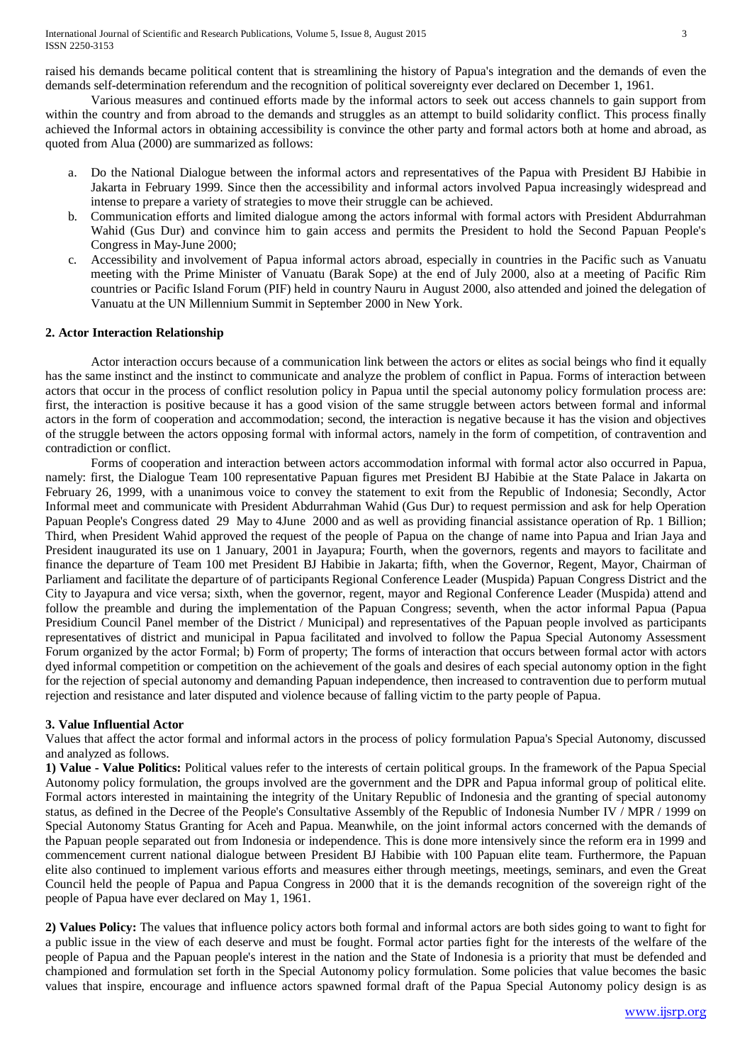raised his demands became political content that is streamlining the history of Papua's integration and the demands of even the demands self-determination referendum and the recognition of political sovereignty ever declared on December 1, 1961.

Various measures and continued efforts made by the informal actors to seek out access channels to gain support from within the country and from abroad to the demands and struggles as an attempt to build solidarity conflict. This process finally achieved the Informal actors in obtaining accessibility is convince the other party and formal actors both at home and abroad, as quoted from Alua (2000) are summarized as follows:

a. Do the National Dialogue between the informal actors and representatives of the Papua with President BJ Habibie in Jakarta in February 1999. Since then the accessibility and informal actors involved Papua increasingly widespread and intense to prepare a variety of strategies to move their struggle can be achieved.
b. Communication efforts and limited dialogue among the actors informal with formal actors with President Abdurrahman Wahid (Gus Dur) and convince him to gain access and permits the President to hold the Second Papuan People's Congress in May-June 2000;
c. Accessibility and involvement of Papua informal actors abroad, especially in countries in the Pacific such as Vanuatu meeting with the Prime Minister of Vanuatu (Barak Sope) at the end of July 2000, also at a meeting of Pacific Rim countries or Pacific Island Forum (PIF) held in country Nauru in August 2000, also attended and joined the delegation of Vanuatu at the UN Millennium Summit in September 2000 in New York.

### 2. Actor Interaction Relationship

Actor interaction occurs because of a communication link between the actors or elites as social beings who find it equally has the same instinct and the instinct to communicate and analyze the problem of conflict in Papua. Forms of interaction between actors that occur in the process of conflict resolution policy in Papua until the special autonomy policy formulation process are: first, the interaction is positive because it has a good vision of the same struggle between actors between formal and informal actors in the form of cooperation and accommodation; second, the interaction is negative because it has the vision and objectives of the struggle between the actors opposing formal with informal actors, namely in the form of competition, of contravention and contradiction or conflict.

Forms of cooperation and interaction between actors accommodation informal with formal actor also occurred in Papua, namely: first, the Dialogue Team 100 representative Papuan figures met President BJ Habibie at the State Palace in Jakarta on February 26, 1999, with a unanimous voice to convey the statement to exit from the Republic of Indonesia; Secondly, Actor Informal meet and communicate with President Abdurrahman Wahid (Gus Dur) to request permission and ask for help Operation Papuan People's Congress dated 29 May to 4June 2000 and as well as providing financial assistance operation of Rp. 1 Billion; Third, when President Wahid approved the request of the people of Papua on the change of name into Papua and Irian Jaya and President inaugurated its use on 1 January, 2001 in Jayapura; Fourth, when the governors, regents and mayors to facilitate and finance the departure of Team 100 met President BJ Habibie in Jakarta; fifth, when the Governor, Regent, Mayor, Chairman of Parliament and facilitate the departure of of participants Regional Conference Leader (Muspida) Papuan Congress District and the City to Jayapura and vice versa; sixth, when the governor, regent, mayor and Regional Conference Leader (Muspida) attend and follow the preamble and during the implementation of the Papuan Congress; seventh, when the actor informal Papua (Papua Presidium Council Panel member of the District / Municipal) and representatives of the Papuan people involved as participants representatives of district and municipal in Papua facilitated and involved to follow the Papua Special Autonomy Assessment Forum organized by the actor Formal; b) Form of property; The forms of interaction that occurs between formal actor with actors dyed informal competition or competition on the achievement of the goals and desires of each special autonomy option in the fight for the rejection of special autonomy and demanding Papuan independence, then increased to contravention due to perform mutual rejection and resistance and later disputed and violence because of falling victim to the party people of Papua.

### 3. Value Influential Actor

Values that affect the actor formal and informal actors in the process of policy formulation Papua's Special Autonomy, discussed and analyzed as follows.

**1) Value - Value Politics:** Political values refer to the interests of certain political groups. In the framework of the Papua Special Autonomy policy formulation, the groups involved are the government and the DPR and Papua informal group of political elite. Formal actors interested in maintaining the integrity of the Unitary Republic of Indonesia and the granting of special autonomy status, as defined in the Decree of the People's Consultative Assembly of the Republic of Indonesia Number IV / MPR / 1999 on Special Autonomy Status Granting for Aceh and Papua. Meanwhile, on the joint informal actors concerned with the demands of the Papuan people separated out from Indonesia or independence. This is done more intensively since the reform era in 1999 and commencement current national dialogue between President BJ Habibie with 100 Papuan elite team. Furthermore, the Papuan elite also continued to implement various efforts and measures either through meetings, meetings, seminars, and even the Great Council held the people of Papua and Papua Congress in 2000 that it is the demands recognition of the sovereign right of the people of Papua have ever declared on May 1, 1961.

**2) Values Policy:** The values that influence policy actors both formal and informal actors are both sides going to want to fight for a public issue in the view of each deserve and must be fought. Formal actor parties fight for the interests of the welfare of the people of Papua and the Papuan people's interest in the nation and the State of Indonesia is a priority that must be defended and championed and formulation set forth in the Special Autonomy policy formulation. Some policies that value becomes the basic values that inspire, encourage and influence actors spawned formal draft of the Papua Special Autonomy policy design is as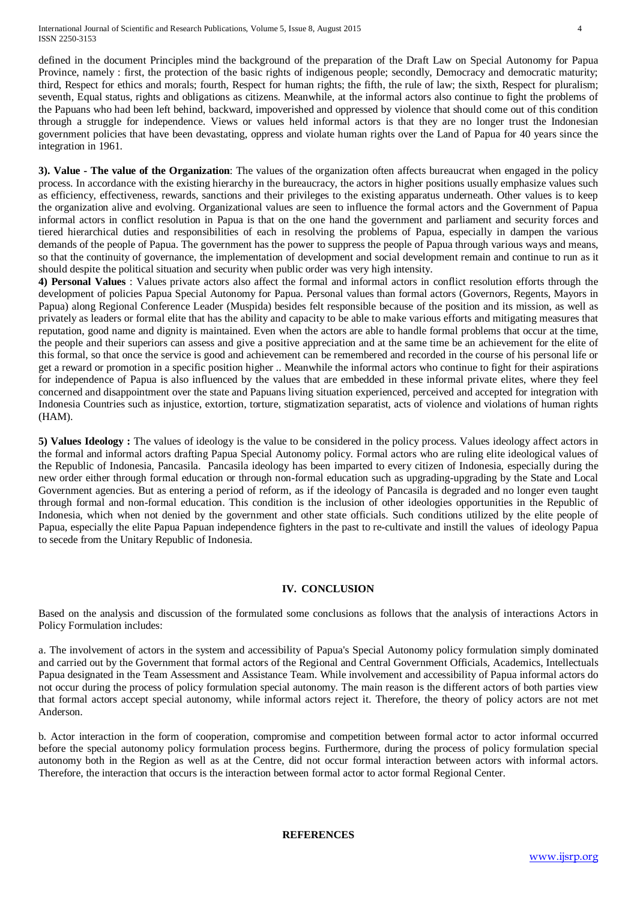defined in the document Principles mind the background of the preparation of the Draft Law on Special Autonomy for Papua Province, namely : first, the protection of the basic rights of indigenous people; secondly, Democracy and democratic maturity; third, Respect for ethics and morals; fourth, Respect for human rights; the fifth, the rule of law; the sixth, Respect for pluralism; seventh, Equal status, rights and obligations as citizens. Meanwhile, at the informal actors also continue to fight the problems of the Papuans who had been left behind, backward, impoverished and oppressed by violence that should come out of this condition through a struggle for independence. Views or values held informal actors is that they are no longer trust the Indonesian government policies that have been devastating, oppress and violate human rights over the Land of Papua for 40 years since the integration in 1961.

**3). Value - The value of the Organization**: The values of the organization often affects bureaucrat when engaged in the policy process. In accordance with the existing hierarchy in the bureaucracy, the actors in higher positions usually emphasize values such as efficiency, effectiveness, rewards, sanctions and their privileges to the existing apparatus underneath. Other values is to keep the organization alive and evolving. Organizational values are seen to influence the formal actors and the Government of Papua informal actors in conflict resolution in Papua is that on the one hand the government and parliament and security forces and tiered hierarchical duties and responsibilities of each in resolving the problems of Papua, especially in dampen the various demands of the people of Papua. The government has the power to suppress the people of Papua through various ways and means, so that the continuity of governance, the implementation of development and social development remain and continue to run as it should despite the political situation and security when public order was very high intensity.

**4) Personal Values** : Values private actors also affect the formal and informal actors in conflict resolution efforts through the development of policies Papua Special Autonomy for Papua. Personal values than formal actors (Governors, Regents, Mayors in Papua) along Regional Conference Leader (Muspida) besides felt responsible because of the position and its mission, as well as privately as leaders or formal elite that has the ability and capacity to be able to make various efforts and mitigating measures that reputation, good name and dignity is maintained. Even when the actors are able to handle formal problems that occur at the time, the people and their superiors can assess and give a positive appreciation and at the same time be an achievement for the elite of this formal, so that once the service is good and achievement can be remembered and recorded in the course of his personal life or get a reward or promotion in a specific position higher .. Meanwhile the informal actors who continue to fight for their aspirations for independence of Papua is also influenced by the values that are embedded in these informal private elites, where they feel concerned and disappointment over the state and Papuans living situation experienced, perceived and accepted for integration with Indonesia Countries such as injustice, extortion, torture, stigmatization separatist, acts of violence and violations of human rights (HAM).

**5) Values Ideology :** The values of ideology is the value to be considered in the policy process. Values ideology affect actors in the formal and informal actors drafting Papua Special Autonomy policy. Formal actors who are ruling elite ideological values of the Republic of Indonesia, Pancasila. Pancasila ideology has been imparted to every citizen of Indonesia, especially during the new order either through formal education or through non-formal education such as upgrading-upgrading by the State and Local Government agencies. But as entering a period of reform, as if the ideology of Pancasila is degraded and no longer even taught through formal and non-formal education. This condition is the inclusion of other ideologies opportunities in the Republic of Indonesia, which when not denied by the government and other state officials. Such conditions utilized by the elite people of Papua, especially the elite Papua Papuan independence fighters in the past to re-cultivate and instill the values of ideology Papua to secede from the Unitary Republic of Indonesia.

## IV. CONCLUSION

Based on the analysis and discussion of the formulated some conclusions as follows that the analysis of interactions Actors in Policy Formulation includes:

a. The involvement of actors in the system and accessibility of Papua's Special Autonomy policy formulation simply dominated and carried out by the Government that formal actors of the Regional and Central Government Officials, Academics, Intellectuals Papua designated in the Team Assessment and Assistance Team. While involvement and accessibility of Papua informal actors do not occur during the process of policy formulation special autonomy. The main reason is the different actors of both parties view that formal actors accept special autonomy, while informal actors reject it. Therefore, the theory of policy actors are not met Anderson.

b. Actor interaction in the form of cooperation, compromise and competition between formal actor to actor informal occurred before the special autonomy policy formulation process begins. Furthermore, during the process of policy formulation special autonomy both in the Region as well as at the Centre, did not occur formal interaction between actors with informal actors. Therefore, the interaction that occurs is the interaction between formal actor to actor formal Regional Center.

## REFERENCES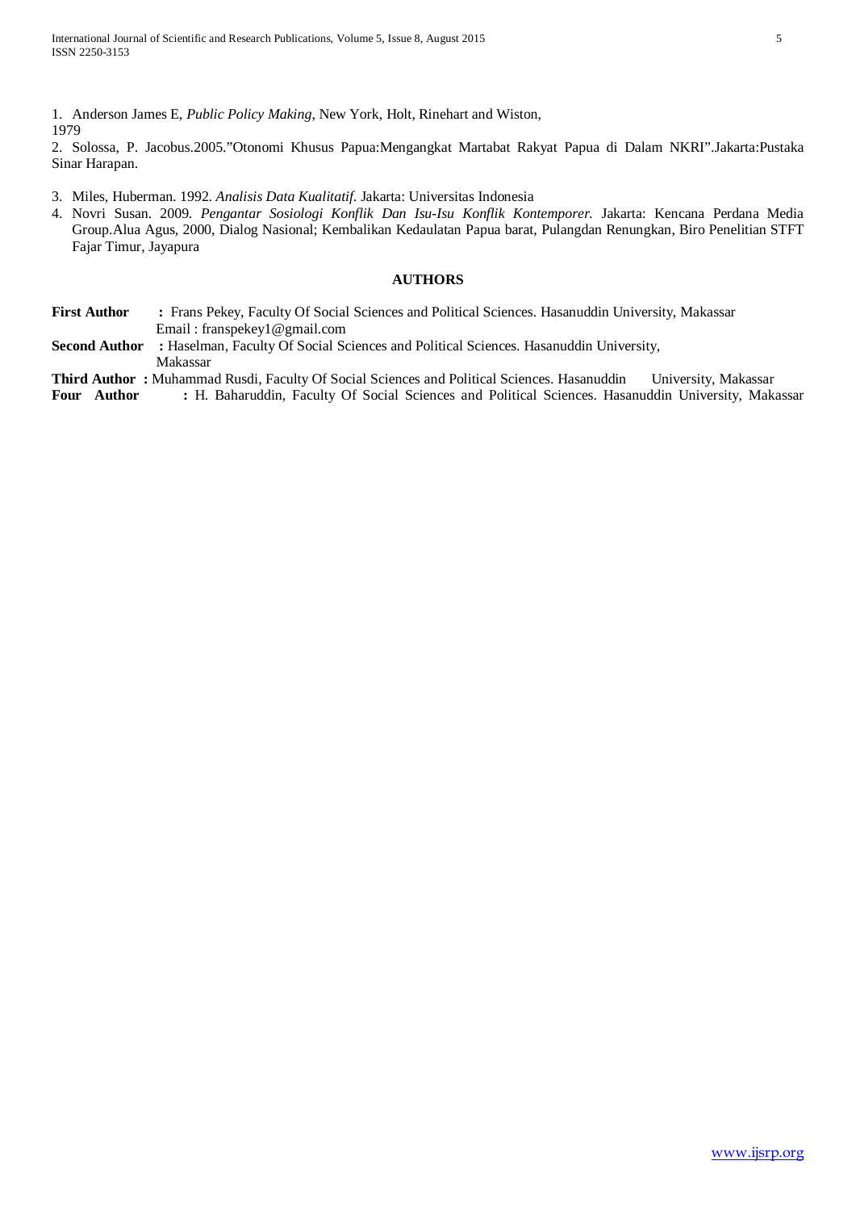1. Anderson James E, *Public Policy Making*, New York, Holt, Rinehart and Wiston, 1979
2. Solossa, P. Jacobus.2005."Otonomi Khusus Papua:Mengangkat Martabat Rakyat Papua di Dalam NKRI".Jakarta:Pustaka Sinar Harapan.
3. Miles, Huberman. 1992. *Analisis Data Kualitatif.* Jakarta: Universitas Indonesia
4. Novri Susan. 2009. *Pengantar Sosiologi Konflik Dan Isu-Isu Konflik Kontemporer.* Jakarta: Kencana Perdana Media Group.Alua Agus, 2000, Dialog Nasional; Kembalikan Kedaulatan Papua barat, Pulangdan Renungkan, Biro Penelitian STFT Fajar Timur, Jayapura

## AUTHORS

**First Author** : Frans Pekey, Faculty Of Social Sciences and Political Sciences. Hasanuddin University, Makassar
Email : franspekey1@gmail.com

**Second Author** : Haselman, Faculty Of Social Sciences and Political Sciences. Hasanuddin University, Makassar

**Third Author** : Muhammad Rusdi, Faculty Of Social Sciences and Political Sciences. Hasanuddin University, Makassar

**Four Author** : H. Baharuddin, Faculty Of Social Sciences and Political Sciences. Hasanuddin University, Makassar